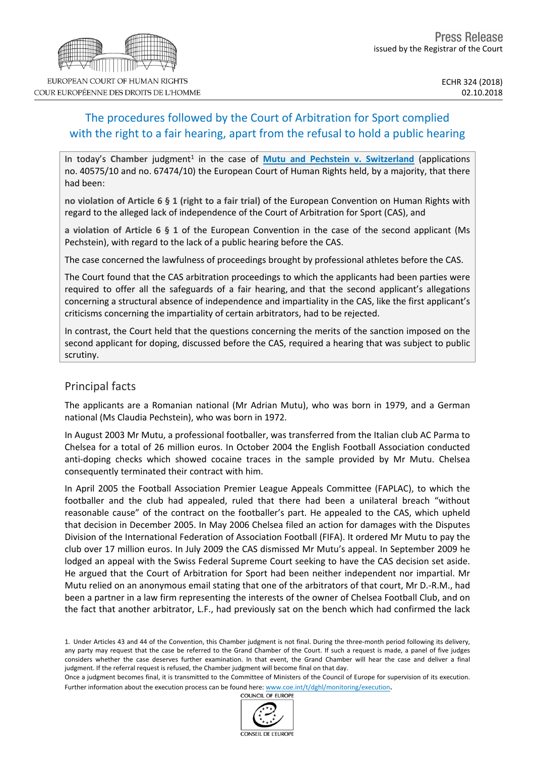Press Release
issued by the Registrar of the Court

ECHR 324 (2018)
02.10.2018

# The procedures followed by the Court of Arbitration for Sport complied with the right to a fair hearing, apart from the refusal to hold a public hearing

In today's **Chamber** judgment[1] in the case of **Mutu and Pechstein v. Switzerland** (applications no. 40575/10 and no. 67474/10) the European Court of Human Rights held, by a majority, that there had been:

**no violation of Article 6 § 1 (right to a fair trial)** of the European Convention on Human Rights with regard to the alleged lack of independence of the Court of Arbitration for Sport (CAS), and

**a violation of Article 6 § 1** of the European Convention in the case of the second applicant (Ms Pechstein), with regard to the lack of a public hearing before the CAS.

The case concerned the lawfulness of proceedings brought by professional athletes before the CAS.

The Court found that the CAS arbitration proceedings to which the applicants had been parties were required to offer all the safeguards of a fair hearing, and that the second applicant's allegations concerning a structural absence of independence and impartiality in the CAS, like the first applicant's criticisms concerning the impartiality of certain arbitrators, had to be rejected.

In contrast, the Court held that the questions concerning the merits of the sanction imposed on the second applicant for doping, discussed before the CAS, required a hearing that was subject to public scrutiny.

## Principal facts

The applicants are a Romanian national (Mr Adrian Mutu), who was born in 1979, and a German national (Ms Claudia Pechstein), who was born in 1972.

In August 2003 Mr Mutu, a professional footballer, was transferred from the Italian club AC Parma to Chelsea for a total of 26 million euros. In October 2004 the English Football Association conducted anti-doping checks which showed cocaine traces in the sample provided by Mr Mutu. Chelsea consequently terminated their contract with him.

In April 2005 the Football Association Premier League Appeals Committee (FAPLAC), to which the footballer and the club had appealed, ruled that there had been a unilateral breach "without reasonable cause" of the contract on the footballer's part. He appealed to the CAS, which upheld that decision in December 2005. In May 2006 Chelsea filed an action for damages with the Disputes Division of the International Federation of Association Football (FIFA). It ordered Mr Mutu to pay the club over 17 million euros. In July 2009 the CAS dismissed Mr Mutu's appeal. In September 2009 he lodged an appeal with the Swiss Federal Supreme Court seeking to have the CAS decision set aside. He argued that the Court of Arbitration for Sport had been neither independent nor impartial. Mr Mutu relied on an anonymous email stating that one of the arbitrators of that court, Mr D.-R.M., had been a partner in a law firm representing the interests of the owner of Chelsea Football Club, and on the fact that another arbitrator, L.F., had previously sat on the bench which had confirmed the lack

1. Under Articles 43 and 44 of the Convention, this Chamber judgment is not final. During the three-month period following its delivery, any party may request that the case be referred to the Grand Chamber of the Court. If such a request is made, a panel of five judges considers whether the case deserves further examination. In that event, the Grand Chamber will hear the case and deliver a final judgment. If the referral request is refused, the Chamber judgment will become final on that day.
Once a judgment becomes final, it is transmitted to the Committee of Ministers of the Council of Europe for supervision of its execution. Further information about the execution process can be found here: www.coe.int/t/dghl/monitoring/execution.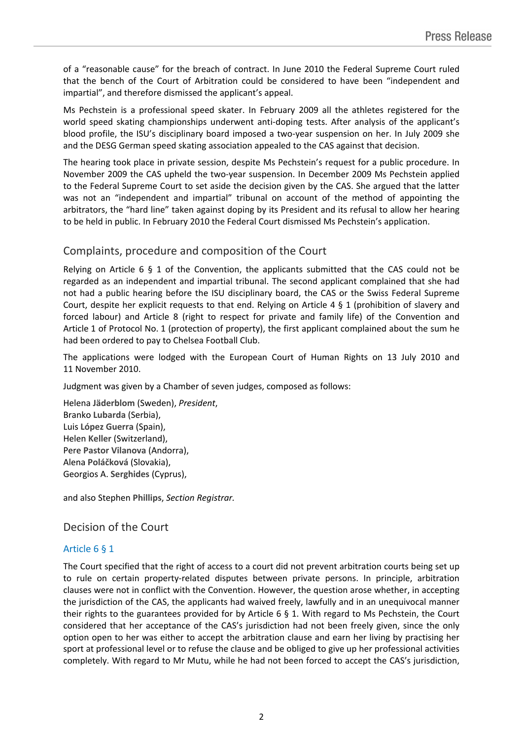of a "reasonable cause" for the breach of contract. In June 2010 the Federal Supreme Court ruled that the bench of the Court of Arbitration could be considered to have been "independent and impartial", and therefore dismissed the applicant's appeal.

Ms Pechstein is a professional speed skater. In February 2009 all the athletes registered for the world speed skating championships underwent anti-doping tests. After analysis of the applicant's blood profile, the ISU's disciplinary board imposed a two-year suspension on her. In July 2009 she and the DESG German speed skating association appealed to the CAS against that decision.

The hearing took place in private session, despite Ms Pechstein's request for a public procedure. In November 2009 the CAS upheld the two-year suspension. In December 2009 Ms Pechstein applied to the Federal Supreme Court to set aside the decision given by the CAS. She argued that the latter was not an "independent and impartial" tribunal on account of the method of appointing the arbitrators, the "hard line" taken against doping by its President and its refusal to allow her hearing to be held in public. In February 2010 the Federal Court dismissed Ms Pechstein's application.

## Complaints, procedure and composition of the Court

Relying on Article 6 § 1 of the Convention, the applicants submitted that the CAS could not be regarded as an independent and impartial tribunal. The second applicant complained that she had not had a public hearing before the ISU disciplinary board, the CAS or the Swiss Federal Supreme Court, despite her explicit requests to that end. Relying on Article 4 § 1 (prohibition of slavery and forced labour) and Article 8 (right to respect for private and family life) of the Convention and Article 1 of Protocol No. 1 (protection of property), the first applicant complained about the sum he had been ordered to pay to Chelsea Football Club.

The applications were lodged with the European Court of Human Rights on 13 July 2010 and 11 November 2010.

Judgment was given by a Chamber of seven judges, composed as follows:

Helena **Jäderblom** (Sweden), *President*,
Branko **Lubarda** (Serbia),
Luis **López Guerra** (Spain),
Helen **Keller** (Switzerland),
Pere **Pastor Vilanova** (Andorra),
Alena **Poláčková** (Slovakia),
Georgios A. **Serghides** (Cyprus),

and also Stephen **Phillips**, *Section Registrar.*

## Decision of the Court

### Article 6 § 1

The Court specified that the right of access to a court did not prevent arbitration courts being set up to rule on certain property-related disputes between private persons. In principle, arbitration clauses were not in conflict with the Convention. However, the question arose whether, in accepting the jurisdiction of the CAS, the applicants had waived freely, lawfully and in an unequivocal manner their rights to the guarantees provided for by Article 6 § 1. With regard to Ms Pechstein, the Court considered that her acceptance of the CAS's jurisdiction had not been freely given, since the only option open to her was either to accept the arbitration clause and earn her living by practising her sport at professional level or to refuse the clause and be obliged to give up her professional activities completely. With regard to Mr Mutu, while he had not been forced to accept the CAS's jurisdiction,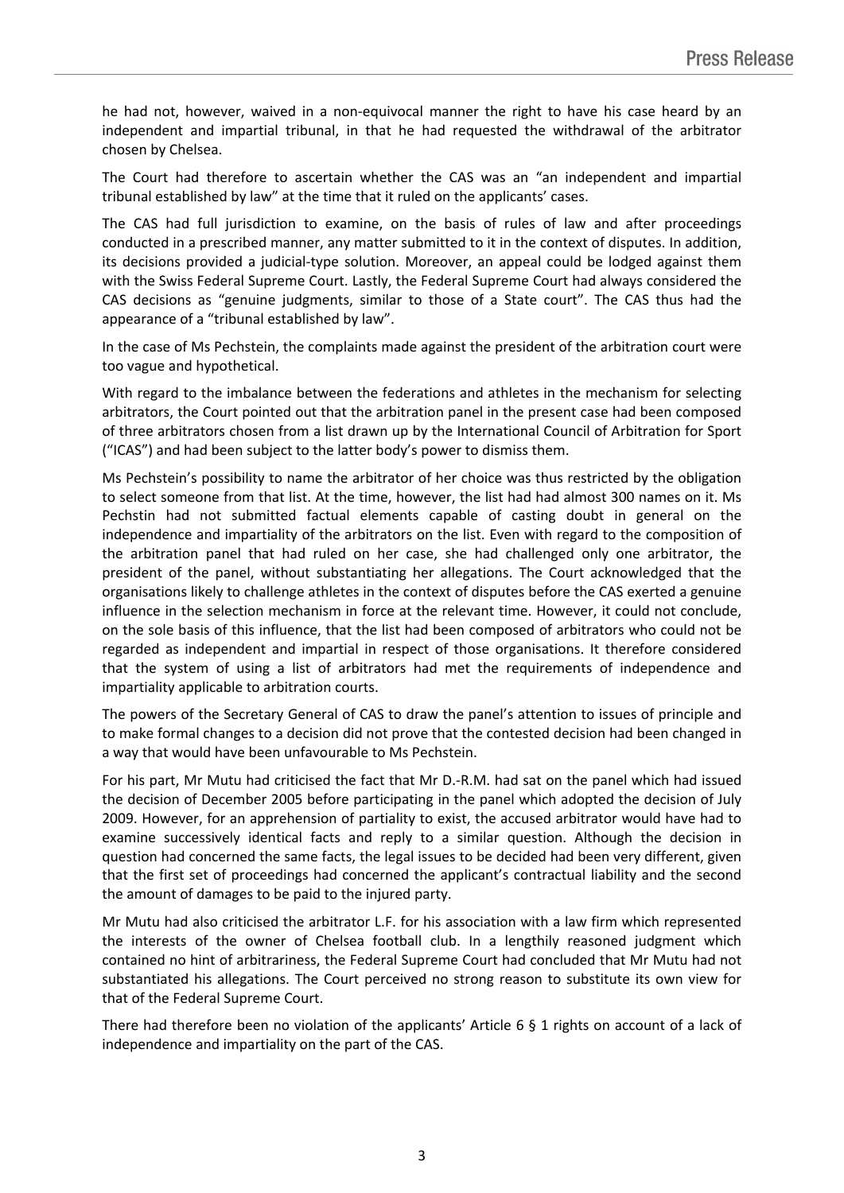he had not, however, waived in a non-equivocal manner the right to have his case heard by an independent and impartial tribunal, in that he had requested the withdrawal of the arbitrator chosen by Chelsea.

The Court had therefore to ascertain whether the CAS was an "an independent and impartial tribunal established by law" at the time that it ruled on the applicants' cases.

The CAS had full jurisdiction to examine, on the basis of rules of law and after proceedings conducted in a prescribed manner, any matter submitted to it in the context of disputes. In addition, its decisions provided a judicial-type solution. Moreover, an appeal could be lodged against them with the Swiss Federal Supreme Court. Lastly, the Federal Supreme Court had always considered the CAS decisions as "genuine judgments, similar to those of a State court". The CAS thus had the appearance of a "tribunal established by law".

In the case of Ms Pechstein, the complaints made against the president of the arbitration court were too vague and hypothetical.

With regard to the imbalance between the federations and athletes in the mechanism for selecting arbitrators, the Court pointed out that the arbitration panel in the present case had been composed of three arbitrators chosen from a list drawn up by the International Council of Arbitration for Sport ("ICAS") and had been subject to the latter body's power to dismiss them.

Ms Pechstein's possibility to name the arbitrator of her choice was thus restricted by the obligation to select someone from that list. At the time, however, the list had had almost 300 names on it. Ms Pechstin had not submitted factual elements capable of casting doubt in general on the independence and impartiality of the arbitrators on the list. Even with regard to the composition of the arbitration panel that had ruled on her case, she had challenged only one arbitrator, the president of the panel, without substantiating her allegations. The Court acknowledged that the organisations likely to challenge athletes in the context of disputes before the CAS exerted a genuine influence in the selection mechanism in force at the relevant time. However, it could not conclude, on the sole basis of this influence, that the list had been composed of arbitrators who could not be regarded as independent and impartial in respect of those organisations. It therefore considered that the system of using a list of arbitrators had met the requirements of independence and impartiality applicable to arbitration courts.

The powers of the Secretary General of CAS to draw the panel's attention to issues of principle and to make formal changes to a decision did not prove that the contested decision had been changed in a way that would have been unfavourable to Ms Pechstein.

For his part, Mr Mutu had criticised the fact that Mr D.-R.M. had sat on the panel which had issued the decision of December 2005 before participating in the panel which adopted the decision of July 2009. However, for an apprehension of partiality to exist, the accused arbitrator would have had to examine successively identical facts and reply to a similar question. Although the decision in question had concerned the same facts, the legal issues to be decided had been very different, given that the first set of proceedings had concerned the applicant's contractual liability and the second the amount of damages to be paid to the injured party.

Mr Mutu had also criticised the arbitrator L.F. for his association with a law firm which represented the interests of the owner of Chelsea football club. In a lengthily reasoned judgment which contained no hint of arbitrariness, the Federal Supreme Court had concluded that Mr Mutu had not substantiated his allegations. The Court perceived no strong reason to substitute its own view for that of the Federal Supreme Court.

There had therefore been no violation of the applicants' Article 6 § 1 rights on account of a lack of independence and impartiality on the part of the CAS.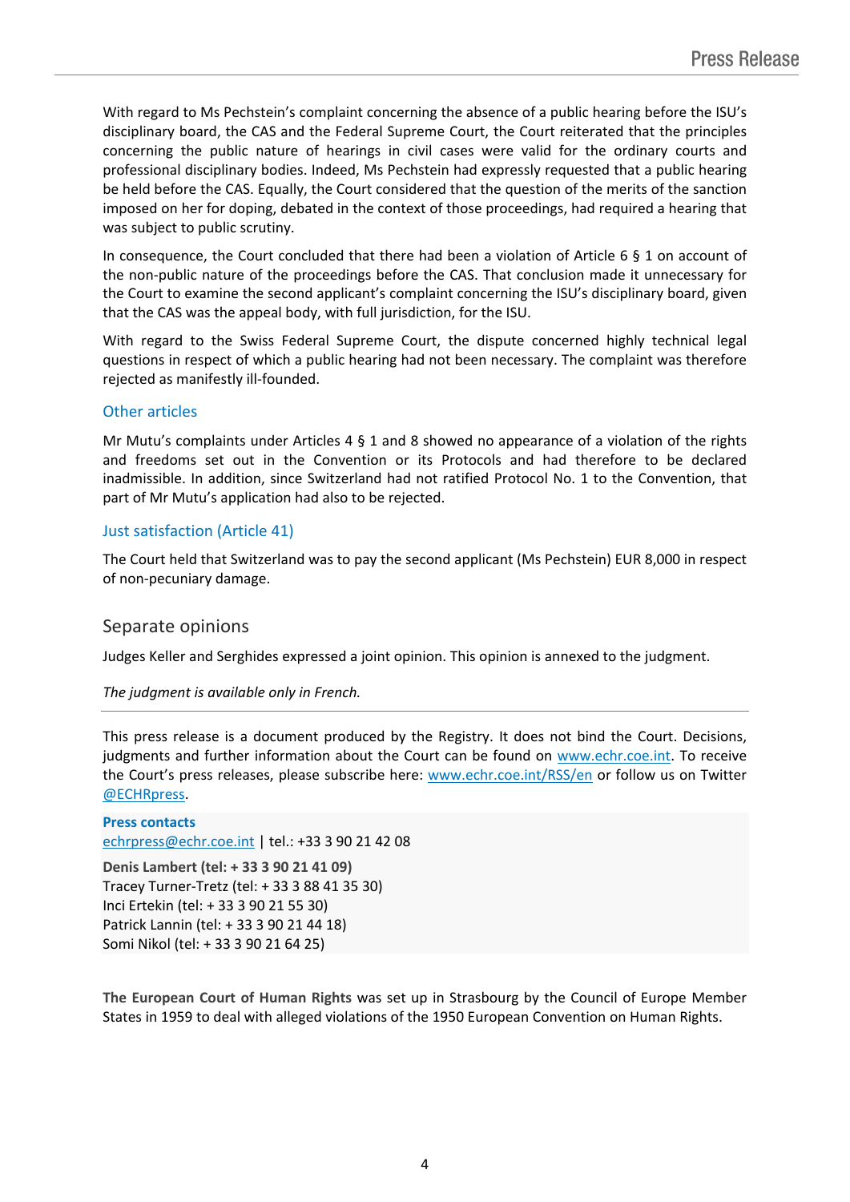With regard to Ms Pechstein's complaint concerning the absence of a public hearing before the ISU's disciplinary board, the CAS and the Federal Supreme Court, the Court reiterated that the principles concerning the public nature of hearings in civil cases were valid for the ordinary courts and professional disciplinary bodies. Indeed, Ms Pechstein had expressly requested that a public hearing be held before the CAS. Equally, the Court considered that the question of the merits of the sanction imposed on her for doping, debated in the context of those proceedings, had required a hearing that was subject to public scrutiny.

In consequence, the Court concluded that there had been a violation of Article 6 § 1 on account of the non-public nature of the proceedings before the CAS. That conclusion made it unnecessary for the Court to examine the second applicant's complaint concerning the ISU's disciplinary board, given that the CAS was the appeal body, with full jurisdiction, for the ISU.

With regard to the Swiss Federal Supreme Court, the dispute concerned highly technical legal questions in respect of which a public hearing had not been necessary. The complaint was therefore rejected as manifestly ill-founded.

### Other articles

Mr Mutu's complaints under Articles 4 § 1 and 8 showed no appearance of a violation of the rights and freedoms set out in the Convention or its Protocols and had therefore to be declared inadmissible. In addition, since Switzerland had not ratified Protocol No. 1 to the Convention, that part of Mr Mutu's application had also to be rejected.

### Just satisfaction (Article 41)

The Court held that Switzerland was to pay the second applicant (Ms Pechstein) EUR 8,000 in respect of non-pecuniary damage.

## Separate opinions

Judges Keller and Serghides expressed a joint opinion. This opinion is annexed to the judgment.

*The judgment is available only in French.*

---

This press release is a document produced by the Registry. It does not bind the Court. Decisions, judgments and further information about the Court can be found on www.echr.coe.int. To receive the Court's press releases, please subscribe here: www.echr.coe.int/RSS/en or follow us on Twitter @ECHRpress.

**Press contacts**
echrpress@echr.coe.int | tel.: +33 3 90 21 42 08

**Denis Lambert (tel: + 33 3 90 21 41 09)**
Tracey Turner-Tretz (tel: + 33 3 88 41 35 30)
Inci Ertekin (tel: + 33 3 90 21 55 30)
Patrick Lannin (tel: + 33 3 90 21 44 18)
Somi Nikol (tel: + 33 3 90 21 64 25)

**The European Court of Human Rights** was set up in Strasbourg by the Council of Europe Member States in 1959 to deal with alleged violations of the 1950 European Convention on Human Rights.